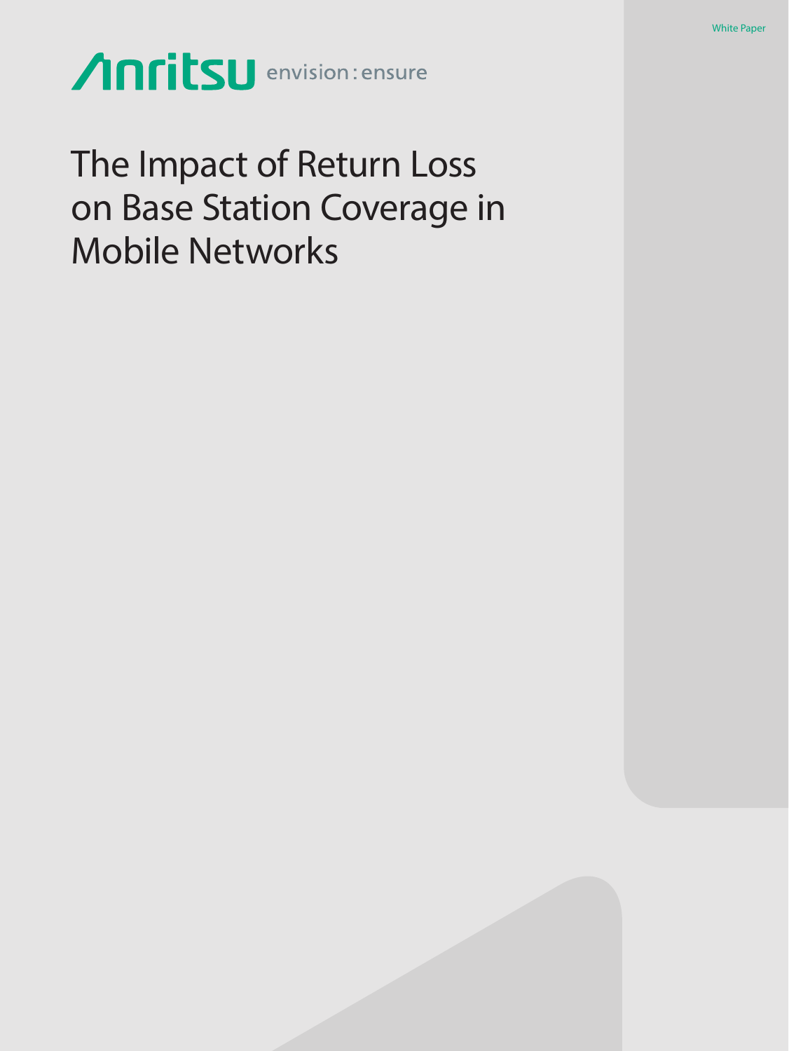White Paper

Anritsu envision : ensure

# The Impact of Return Loss on Base Station Coverage in Mobile Networks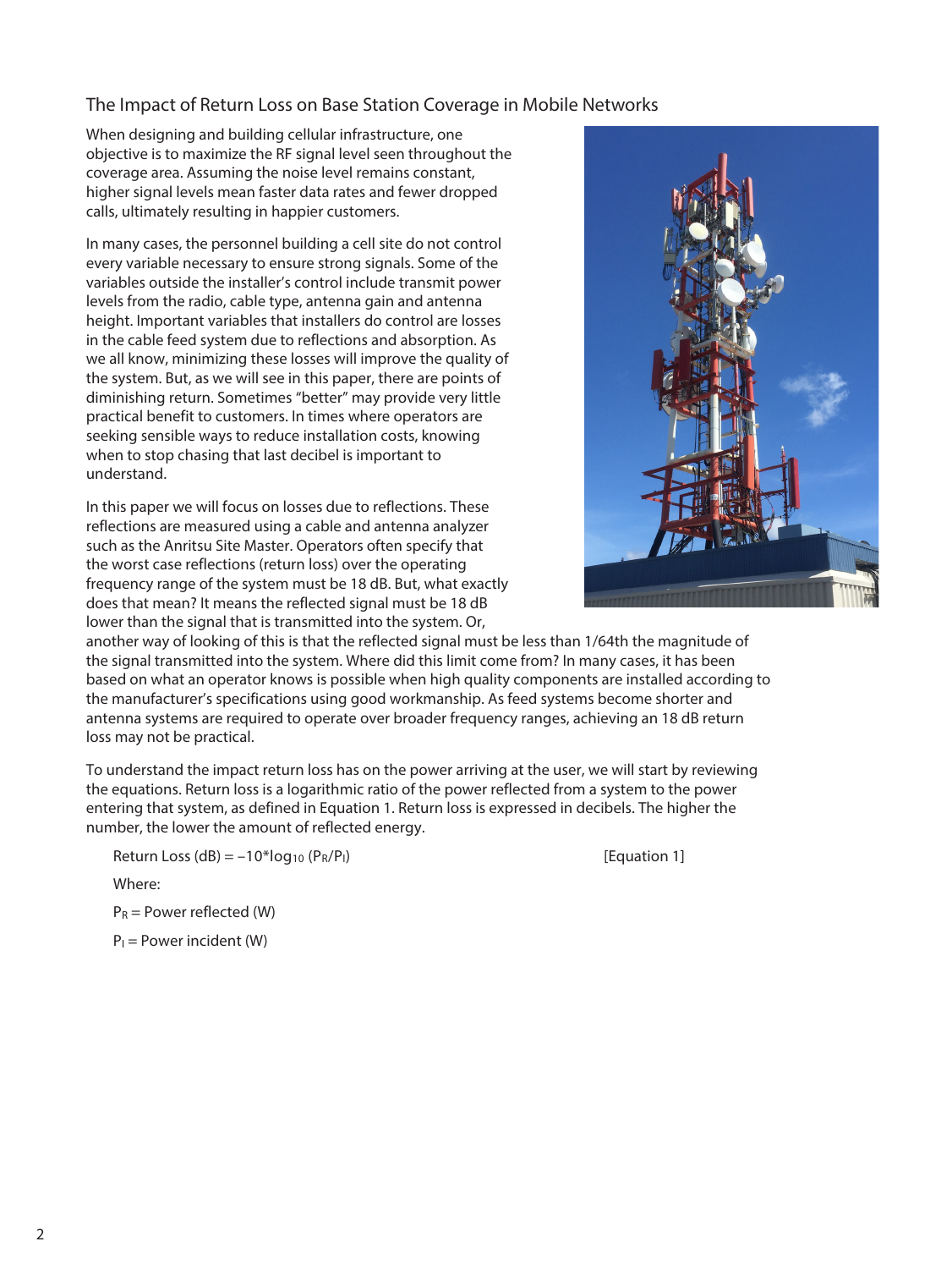## The Impact of Return Loss on Base Station Coverage in Mobile Networks

When designing and building cellular infrastructure, one objective is to maximize the RF signal level seen throughout the coverage area. Assuming the noise level remains constant, higher signal levels mean faster data rates and fewer dropped calls, ultimately resulting in happier customers.

In many cases, the personnel building a cell site do not control every variable necessary to ensure strong signals. Some of the variables outside the installer's control include transmit power levels from the radio, cable type, antenna gain and antenna height. Important variables that installers do control are losses in the cable feed system due to reflections and absorption. As we all know, minimizing these losses will improve the quality of the system. But, as we will see in this paper, there are points of diminishing return. Sometimes "better" may provide very little practical benefit to customers. In times where operators are seeking sensible ways to reduce installation costs, knowing when to stop chasing that last decibel is important to understand.

In this paper we will focus on losses due to reflections. These reflections are measured using a cable and antenna analyzer such as the Anritsu Site Master. Operators often specify that the worst case reflections (return loss) over the operating frequency range of the system must be 18 dB. But, what exactly does that mean? It means the reflected signal must be 18 dB lower than the signal that is transmitted into the system. Or, another way of looking of this is that the reflected signal must be less than 1/64th the magnitude of the signal transmitted into the system. Where did this limit come from? In many cases, it has been based on what an operator knows is possible when high quality components are installed according to the manufacturer's specifications using good workmanship. As feed systems become shorter and antenna systems are required to operate over broader frequency ranges, achieving an 18 dB return loss may not be practical.

To understand the impact return loss has on the power arriving at the user, we will start by reviewing the equations. Return loss is a logarithmic ratio of the power reflected from a system to the power entering that system, as defined in Equation 1. Return loss is expressed in decibels. The higher the number, the lower the amount of reflected energy.

$$\text{Return Loss (dB)} = -10 \cdot \log_{10}(P_R/P_I) \qquad \text{[Equation 1]}$$

Where:

$P_R$ = Power reflected (W)

$P_I$ = Power incident (W)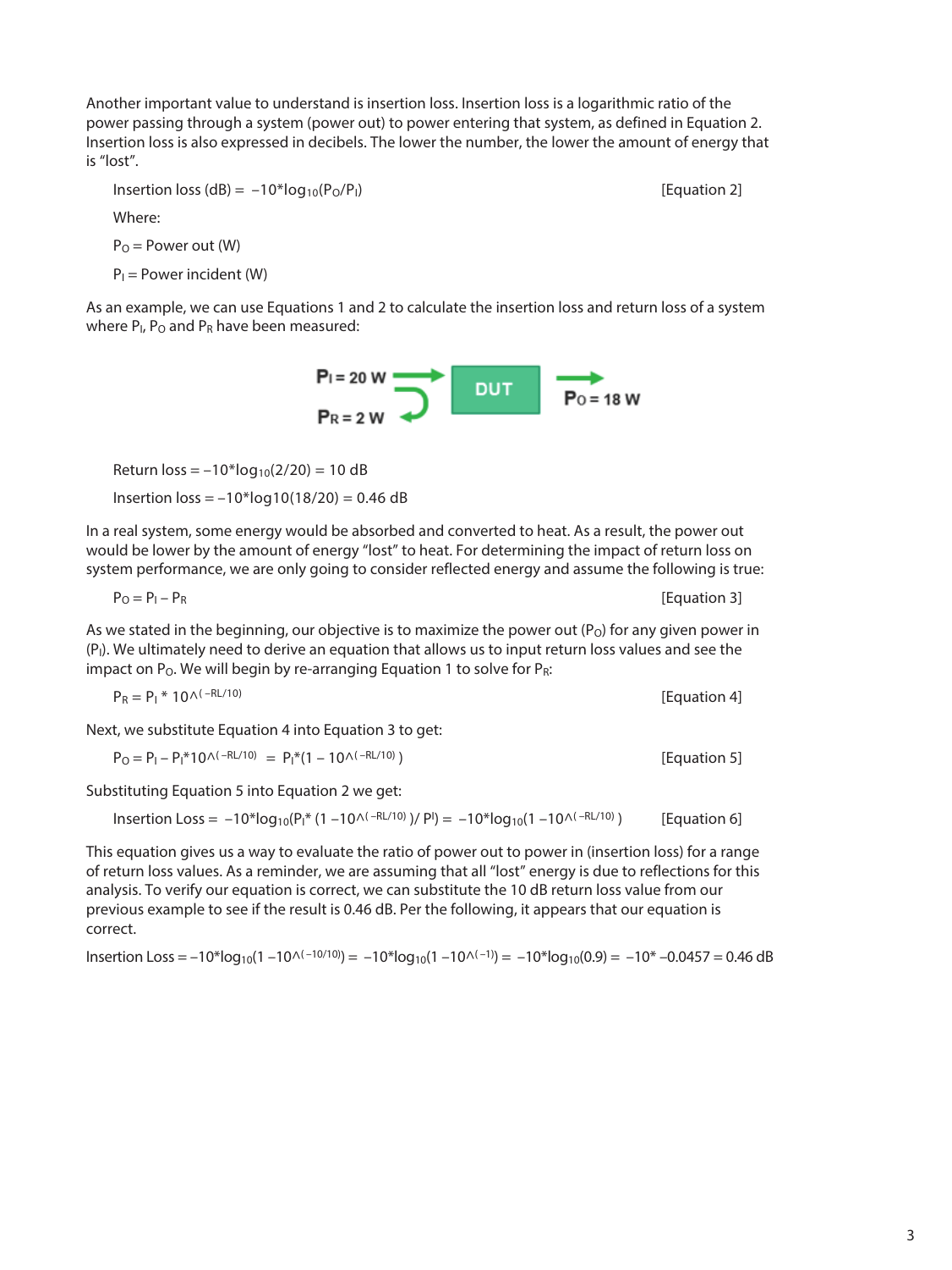Another important value to understand is insertion loss. Insertion loss is a logarithmic ratio of the power passing through a system (power out) to power entering that system, as defined in Equation 2. Insertion loss is also expressed in decibels. The lower the number, the lower the amount of energy that is "lost".

$$\text{Insertion loss (dB)} = -10*\log_{10}(P_O/P_I) \qquad \text{[Equation 2]}$$

Where:

$P_O$ = Power out (W)

$P_I$ = Power incident (W)

As an example, we can use Equations 1 and 2 to calculate the insertion loss and return loss of a system where $P_I$, $P_O$ and $P_R$ have been measured:

$P_I$ = 20 W → DUT → $P_O$ = 18 W

$P_R$ = 2 W

Return loss $= -10*\log_{10}(2/20) = 10$ dB

Insertion loss $= -10*\log10(18/20) = 0.46$ dB

In a real system, some energy would be absorbed and converted to heat. As a result, the power out would be lower by the amount of energy "lost" to heat. For determining the impact of return loss on system performance, we are only going to consider reflected energy and assume the following is true:

$$P_O = P_I - P_R \qquad \text{[Equation 3]}$$

As we stated in the beginning, our objective is to maximize the power out ($P_O$) for any given power in ($P_I$). We ultimately need to derive an equation that allows us to input return loss values and see the impact on $P_O$. We will begin by re-arranging Equation 1 to solve for $P_R$:

$$P_R = P_I * 10^{(-RL/10)} \qquad \text{[Equation 4]}$$

Next, we substitute Equation 4 into Equation 3 to get:

$$P_O = P_I - P_I*10^{(-RL/10)} = P_I*(1 - 10^{(-RL/10)}) \qquad \text{[Equation 5]}$$

Substituting Equation 5 into Equation 2 we get:

$$\text{Insertion Loss} = -10*\log_{10}(P_I*(1 - 10^{(-RL/10)})/P_I) = -10*\log_{10}(1 - 10^{(-RL/10)}) \qquad \text{[Equation 6]}$$

This equation gives us a way to evaluate the ratio of power out to power in (insertion loss) for a range of return loss values. As a reminder, we are assuming that all "lost" energy is due to reflections for this analysis. To verify our equation is correct, we can substitute the 10 dB return loss value from our previous example to see if the result is 0.46 dB. Per the following, it appears that our equation is correct.

$$\text{Insertion Loss} = -10*\log_{10}(1 - 10^{(-10/10)}) = -10*\log_{10}(1 - 10^{(-1)}) = -10*\log_{10}(0.9) = -10* -0.0457 = 0.46 \text{ dB}$$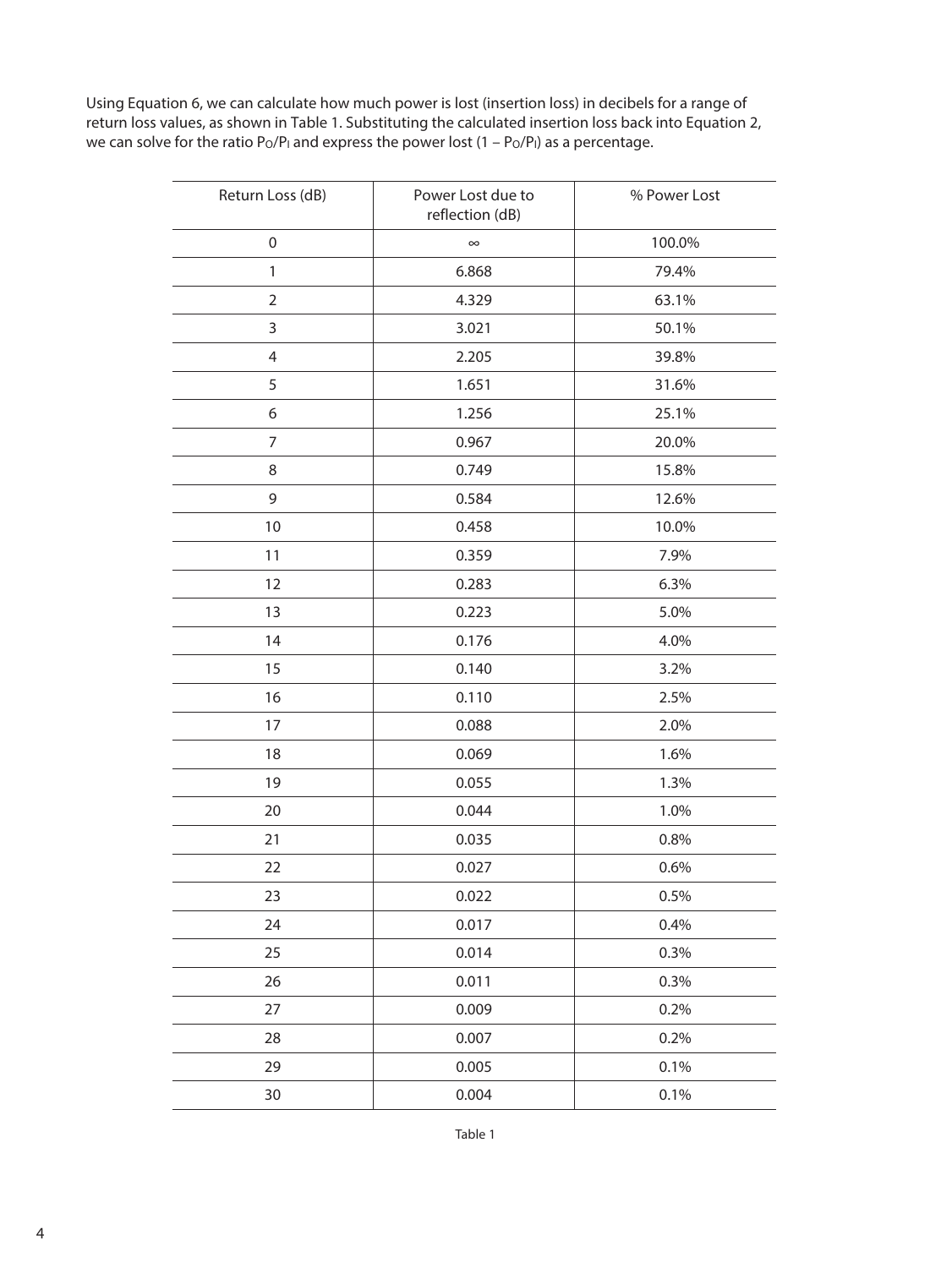Using Equation 6, we can calculate how much power is lost (insertion loss) in decibels for a range of return loss values, as shown in Table 1. Substituting the calculated insertion loss back into Equation 2, we can solve for the ratio $P_O/P_I$ and express the power lost ($1 - P_O/P_I$) as a percentage.

| Return Loss (dB) | Power Lost due to reflection (dB) | % Power Lost |
|---|---|---|
| 0 | ∞ | 100.0% |
| 1 | 6.868 | 79.4% |
| 2 | 4.329 | 63.1% |
| 3 | 3.021 | 50.1% |
| 4 | 2.205 | 39.8% |
| 5 | 1.651 | 31.6% |
| 6 | 1.256 | 25.1% |
| 7 | 0.967 | 20.0% |
| 8 | 0.749 | 15.8% |
| 9 | 0.584 | 12.6% |
| 10 | 0.458 | 10.0% |
| 11 | 0.359 | 7.9% |
| 12 | 0.283 | 6.3% |
| 13 | 0.223 | 5.0% |
| 14 | 0.176 | 4.0% |
| 15 | 0.140 | 3.2% |
| 16 | 0.110 | 2.5% |
| 17 | 0.088 | 2.0% |
| 18 | 0.069 | 1.6% |
| 19 | 0.055 | 1.3% |
| 20 | 0.044 | 1.0% |
| 21 | 0.035 | 0.8% |
| 22 | 0.027 | 0.6% |
| 23 | 0.022 | 0.5% |
| 24 | 0.017 | 0.4% |
| 25 | 0.014 | 0.3% |
| 26 | 0.011 | 0.3% |
| 27 | 0.009 | 0.2% |
| 28 | 0.007 | 0.2% |
| 29 | 0.005 | 0.1% |
| 30 | 0.004 | 0.1% |

Table 1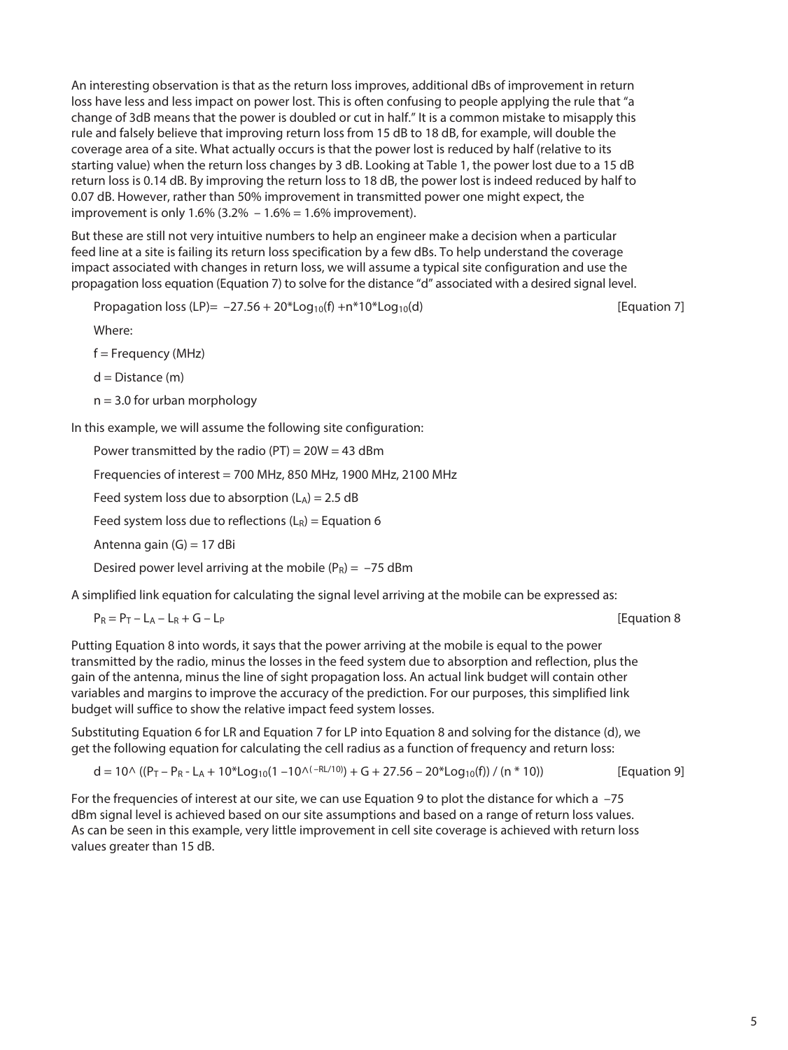An interesting observation is that as the return loss improves, additional dBs of improvement in return loss have less and less impact on power lost. This is often confusing to people applying the rule that "a change of 3dB means that the power is doubled or cut in half." It is a common mistake to misapply this rule and falsely believe that improving return loss from 15 dB to 18 dB, for example, will double the coverage area of a site. What actually occurs is that the power lost is reduced by half (relative to its starting value) when the return loss changes by 3 dB. Looking at Table 1, the power lost due to a 15 dB return loss is 0.14 dB. By improving the return loss to 18 dB, the power lost is indeed reduced by half to 0.07 dB. However, rather than 50% improvement in transmitted power one might expect, the improvement is only 1.6% (3.2% – 1.6% = 1.6% improvement).

But these are still not very intuitive numbers to help an engineer make a decision when a particular feed line at a site is failing its return loss specification by a few dBs. To help understand the coverage impact associated with changes in return loss, we will assume a typical site configuration and use the propagation loss equation (Equation 7) to solve for the distance "d" associated with a desired signal level.

$$\text{Propagation loss (LP)} = -27.56 + 20 \cdot \log_{10}(f) + n \cdot 10 \cdot \log_{10}(d) \quad \text{[Equation 7]}$$

Where:

$f$ = Frequency (MHz)

$d$ = Distance (m)

$n$ = 3.0 for urban morphology

In this example, we will assume the following site configuration:

Power transmitted by the radio (PT) = 20W = 43 dBm

Frequencies of interest = 700 MHz, 850 MHz, 1900 MHz, 2100 MHz

Feed system loss due to absorption ($L_A$) = 2.5 dB

Feed system loss due to reflections ($L_R$) = Equation 6

Antenna gain (G) = 17 dBi

Desired power level arriving at the mobile ($P_R$) = –75 dBm

A simplified link equation for calculating the signal level arriving at the mobile can be expressed as:

$$P_R = P_T - L_A - L_R + G - L_P \quad \text{[Equation 8]}$$

Putting Equation 8 into words, it says that the power arriving at the mobile is equal to the power transmitted by the radio, minus the losses in the feed system due to absorption and reflection, plus the gain of the antenna, minus the line of sight propagation loss. An actual link budget will contain other variables and margins to improve the accuracy of the prediction. For our purposes, this simplified link budget will suffice to show the relative impact feed system losses.

Substituting Equation 6 for LR and Equation 7 for LP into Equation 8 and solving for the distance (d), we get the following equation for calculating the cell radius as a function of frequency and return loss:

$$d = 10^{\left(\left(P_T - P_R - L_A + 10 \cdot \log_{10}\left(1 - 10^{(-RL/10)}\right) + G + 27.56 - 20 \cdot \log_{10}(f)\right) / (n \cdot 10)\right)} \quad \text{[Equation 9]}$$

For the frequencies of interest at our site, we can use Equation 9 to plot the distance for which a –75 dBm signal level is achieved based on our site assumptions and based on a range of return loss values. As can be seen in this example, very little improvement in cell site coverage is achieved with return loss values greater than 15 dB.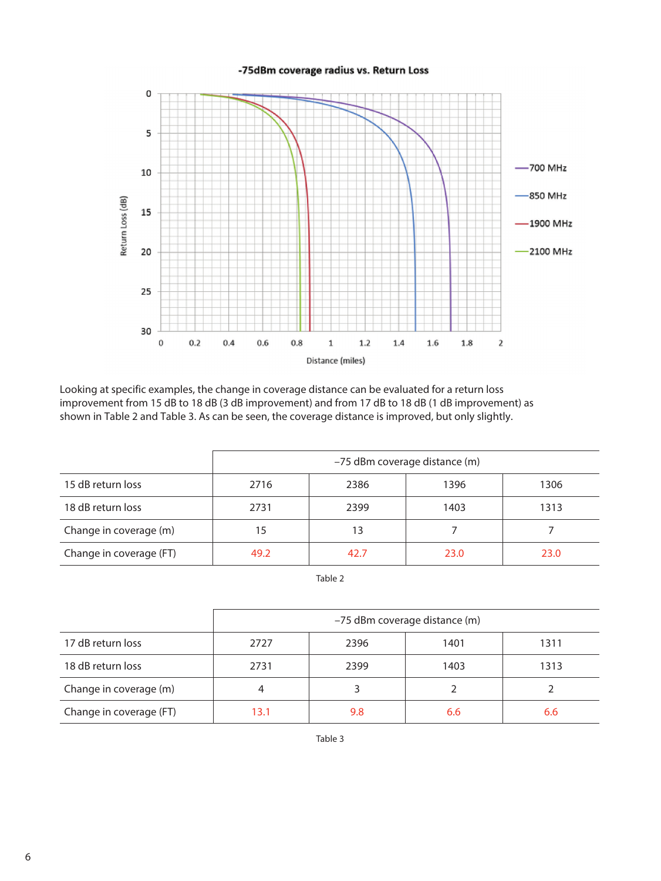-75dBm coverage radius vs. Return Loss

Looking at specific examples, the change in coverage distance can be evaluated for a return loss improvement from 15 dB to 18 dB (3 dB improvement) and from 17 dB to 18 dB (1 dB improvement) as shown in Table 2 and Table 3. As can be seen, the coverage distance is improved, but only slightly.

| | –75 dBm coverage distance (m) | | | |
|---|---|---|---|---|
| 15 dB return loss | 2716 | 2386 | 1396 | 1306 |
| 18 dB return loss | 2731 | 2399 | 1403 | 1313 |
| Change in coverage (m) | 15 | 13 | 7 | 7 |
| Change in coverage (FT) | 49.2 | 42.7 | 23.0 | 23.0 |

Table 2

| | –75 dBm coverage distance (m) | | | |
|---|---|---|---|---|
| 17 dB return loss | 2727 | 2396 | 1401 | 1311 |
| 18 dB return loss | 2731 | 2399 | 1403 | 1313 |
| Change in coverage (m) | 4 | 3 | 2 | 2 |
| Change in coverage (FT) | 13.1 | 9.8 | 6.6 | 6.6 |

Table 3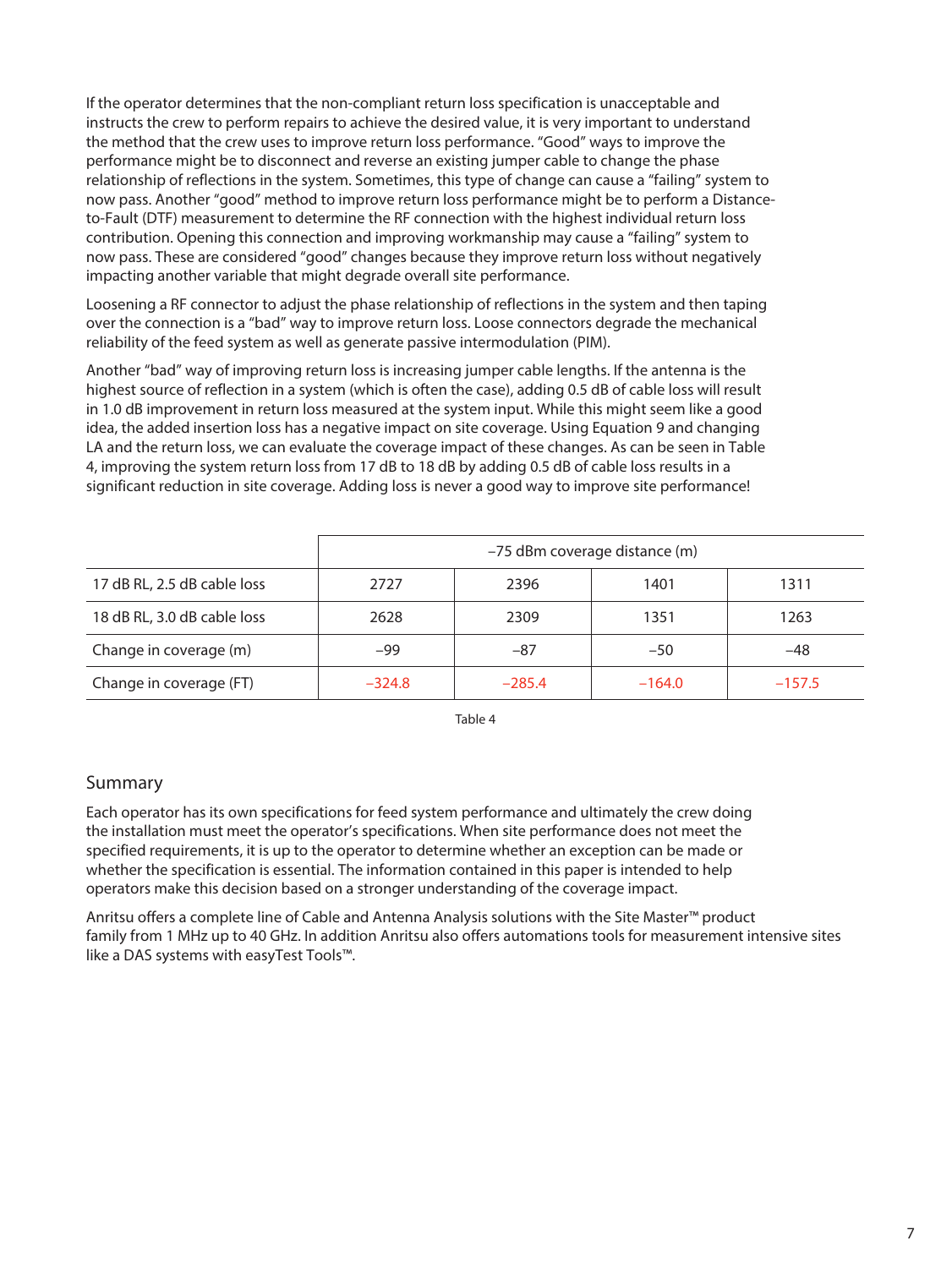If the operator determines that the non-compliant return loss specification is unacceptable and instructs the crew to perform repairs to achieve the desired value, it is very important to understand the method that the crew uses to improve return loss performance. "Good" ways to improve the performance might be to disconnect and reverse an existing jumper cable to change the phase relationship of reflections in the system. Sometimes, this type of change can cause a "failing" system to now pass. Another "good" method to improve return loss performance might be to perform a Distance-to-Fault (DTF) measurement to determine the RF connection with the highest individual return loss contribution. Opening this connection and improving workmanship may cause a "failing" system to now pass. These are considered "good" changes because they improve return loss without negatively impacting another variable that might degrade overall site performance.

Loosening a RF connector to adjust the phase relationship of reflections in the system and then taping over the connection is a "bad" way to improve return loss. Loose connectors degrade the mechanical reliability of the feed system as well as generate passive intermodulation (PIM).

Another "bad" way of improving return loss is increasing jumper cable lengths. If the antenna is the highest source of reflection in a system (which is often the case), adding 0.5 dB of cable loss will result in 1.0 dB improvement in return loss measured at the system input. While this might seem like a good idea, the added insertion loss has a negative impact on site coverage. Using Equation 9 and changing LA and the return loss, we can evaluate the coverage impact of these changes. As can be seen in Table 4, improving the system return loss from 17 dB to 18 dB by adding 0.5 dB of cable loss results in a significant reduction in site coverage. Adding loss is never a good way to improve site performance!

| | –75 dBm coverage distance (m) | | | |
|---|---|---|---|---|
| 17 dB RL, 2.5 dB cable loss | 2727 | 2396 | 1401 | 1311 |
| 18 dB RL, 3.0 dB cable loss | 2628 | 2309 | 1351 | 1263 |
| Change in coverage (m) | –99 | –87 | –50 | –48 |
| Change in coverage (FT) | –324.8 | –285.4 | –164.0 | –157.5 |

Table 4

## Summary

Each operator has its own specifications for feed system performance and ultimately the crew doing the installation must meet the operator's specifications. When site performance does not meet the specified requirements, it is up to the operator to determine whether an exception can be made or whether the specification is essential. The information contained in this paper is intended to help operators make this decision based on a stronger understanding of the coverage impact.

Anritsu offers a complete line of Cable and Antenna Analysis solutions with the Site Master™ product family from 1 MHz up to 40 GHz. In addition Anritsu also offers automations tools for measurement intensive sites like a DAS systems with easyTest Tools™.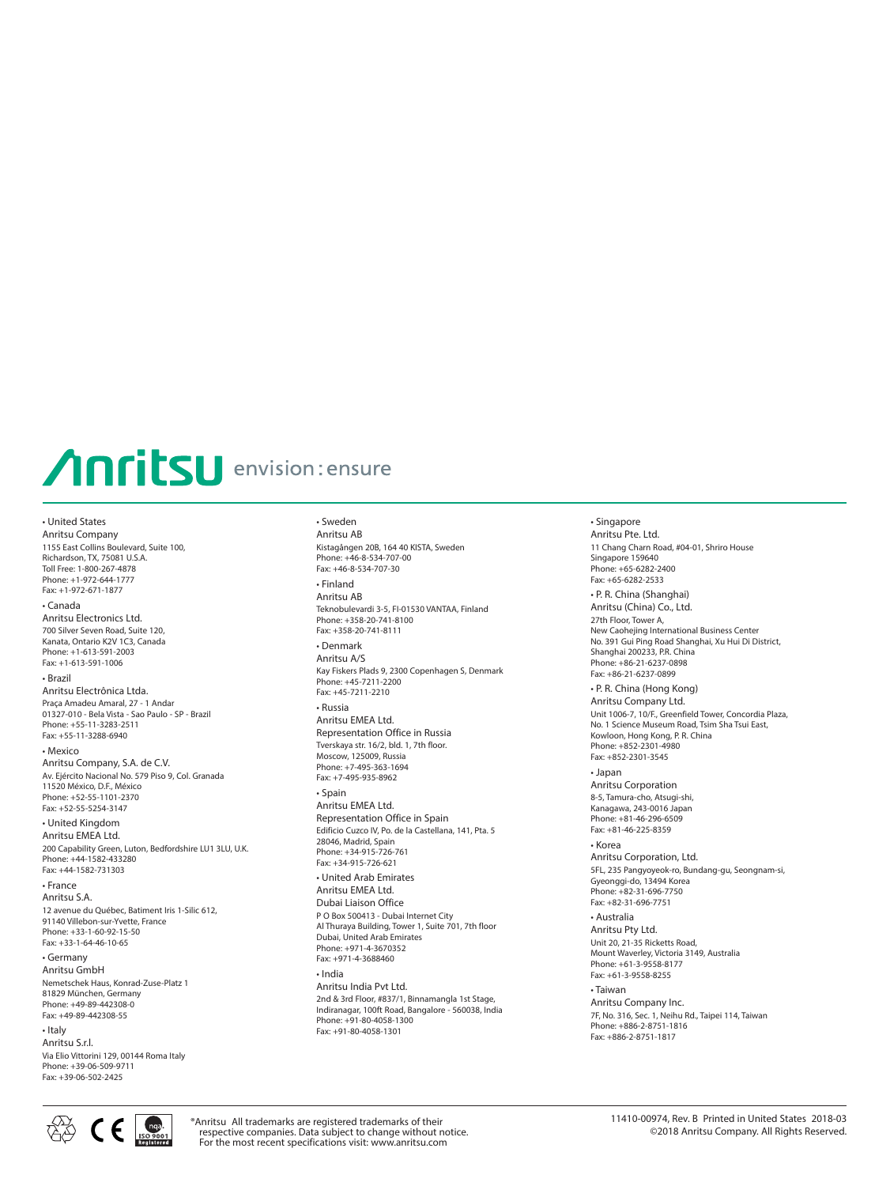Anritsu envision : ensure

• United States
Anritsu Company
1155 East Collins Boulevard, Suite 100,
Richardson, TX, 75081 U.S.A.
Toll Free: 1-800-267-4878
Phone: +1-972-644-1777
Fax: +1-972-671-1877

• Canada
Anritsu Electronics Ltd.
700 Silver Seven Road, Suite 120,
Kanata, Ontario K2V 1C3, Canada
Phone: +1-613-591-2003
Fax: +1-613-591-1006

• Brazil
Anritsu Electrônica Ltda.
Praça Amadeu Amaral, 27 - 1 Andar
01327-010 - Bela Vista - Sao Paulo - SP - Brazil
Phone: +55-11-3283-2511
Fax: +55-11-3288-6940

• Mexico
Anritsu Company, S.A. de C.V.
Av. Ejército Nacional No. 579 Piso 9, Col. Granada
11520 México, D.F., México
Phone: +52-55-1101-2370
Fax: +52-55-5254-3147

• United Kingdom
Anritsu EMEA Ltd.
200 Capability Green, Luton, Bedfordshire LU1 3LU, U.K.
Phone: +44-1582-433280
Fax: +44-1582-731303

• France
Anritsu S.A.
12 avenue du Québec, Batiment Iris 1-Silic 612,
91140 Villebon-sur-Yvette, France
Phone: +33-1-60-92-15-50
Fax: +33-1-64-46-10-65

• Germany
Anritsu GmbH
Nemetschek Haus, Konrad-Zuse-Platz 1
81829 München, Germany
Phone: +49-89-442308-0
Fax: +49-89-442308-55

• Italy
Anritsu S.r.l.
Via Elio Vittorini 129, 00144 Roma Italy
Phone: +39-06-509-9711
Fax: +39-06-502-2425

• Sweden
Anritsu AB
Kistagången 20B, 164 40 KISTA, Sweden
Phone: +46-8-534-707-00
Fax: +46-8-534-707-30

• Finland
Anritsu AB
Teknobulevardi 3-5, FI-01530 VANTAA, Finland
Phone: +358-20-741-8100
Fax: +358-20-741-8111

• Denmark
Anritsu A/S
Kay Fiskers Plads 9, 2300 Copenhagen S, Denmark
Phone: +45-7211-2200
Fax: +45-7211-2210

• Russia
Anritsu EMEA Ltd.
Representation Office in Russia
Tverskaya str. 16/2, bld. 1, 7th floor.
Moscow, 125009, Russia
Phone: +7-495-363-1694
Fax: +7-495-935-8962

• Spain
Anritsu EMEA Ltd.
Representation Office in Spain
Edificio Cuzco IV, Po. de la Castellana, 141, Pta. 5
28046, Madrid, Spain
Phone: +34-915-726-761
Fax: +34-915-726-621

• United Arab Emirates
Anritsu EMEA Ltd.
Dubai Liaison Office
P O Box 500413 - Dubai Internet City
Al Thuraya Building, Tower 1, Suite 701, 7th floor
Dubai, United Arab Emirates
Phone: +971-4-3670352
Fax: +971-4-3688460

• India
Anritsu India Pvt Ltd.
2nd & 3rd Floor, #837/1, Binnamangla 1st Stage,
Indiranagar, 100ft Road, Bangalore - 560038, India
Phone: +91-80-4058-1300
Fax: +91-80-4058-1301

• Singapore
Anritsu Pte. Ltd.
11 Chang Charn Road, #04-01, Shriro House
Singapore 159640
Phone: +65-6282-2400
Fax: +65-6282-2533

• P. R. China (Shanghai)
Anritsu (China) Co., Ltd.
27th Floor, Tower A,
New Caohejing International Business Center
No. 391 Gui Ping Road Shanghai, Xu Hui Di District,
Shanghai 200233, P.R. China
Phone: +86-21-6237-0898
Fax: +86-21-6237-0899

• P. R. China (Hong Kong)
Anritsu Company Ltd.
Unit 1006-7, 10/F., Greenfield Tower, Concordia Plaza,
No. 1 Science Museum Road, Tsim Sha Tsui East,
Kowloon, Hong Kong, P. R. China
Phone: +852-2301-4980
Fax: +852-2301-3545

• Japan
Anritsu Corporation
8-5, Tamura-cho, Atsugi-shi,
Kanagawa, 243-0016 Japan
Phone: +81-46-296-6509
Fax: +81-46-225-8359

• Korea
Anritsu Corporation, Ltd.
5FL, 235 Pangyoyeok-ro, Bundang-gu, Seongnam-si,
Gyeonggi-do, 13494 Korea
Phone: +82-31-696-7750
Fax: +82-31-696-7751

• Australia
Anritsu Pty Ltd.
Unit 20, 21-35 Ricketts Road,
Mount Waverley, Victoria 3149, Australia
Phone: +61-3-9558-8177
Fax: +61-3-9558-8255

• Taiwan
Anritsu Company Inc.
7F, No. 316, Sec. 1, Neihu Rd., Taipei 114, Taiwan
Phone: +886-2-8751-1816
Fax: +886-2-8751-1817

®Anritsu All trademarks are registered trademarks of their respective companies. Data subject to change without notice. For the most recent specifications visit: www.anritsu.com

11410-00974, Rev. B Printed in United States 2018-03
©2018 Anritsu Company. All Rights Reserved.